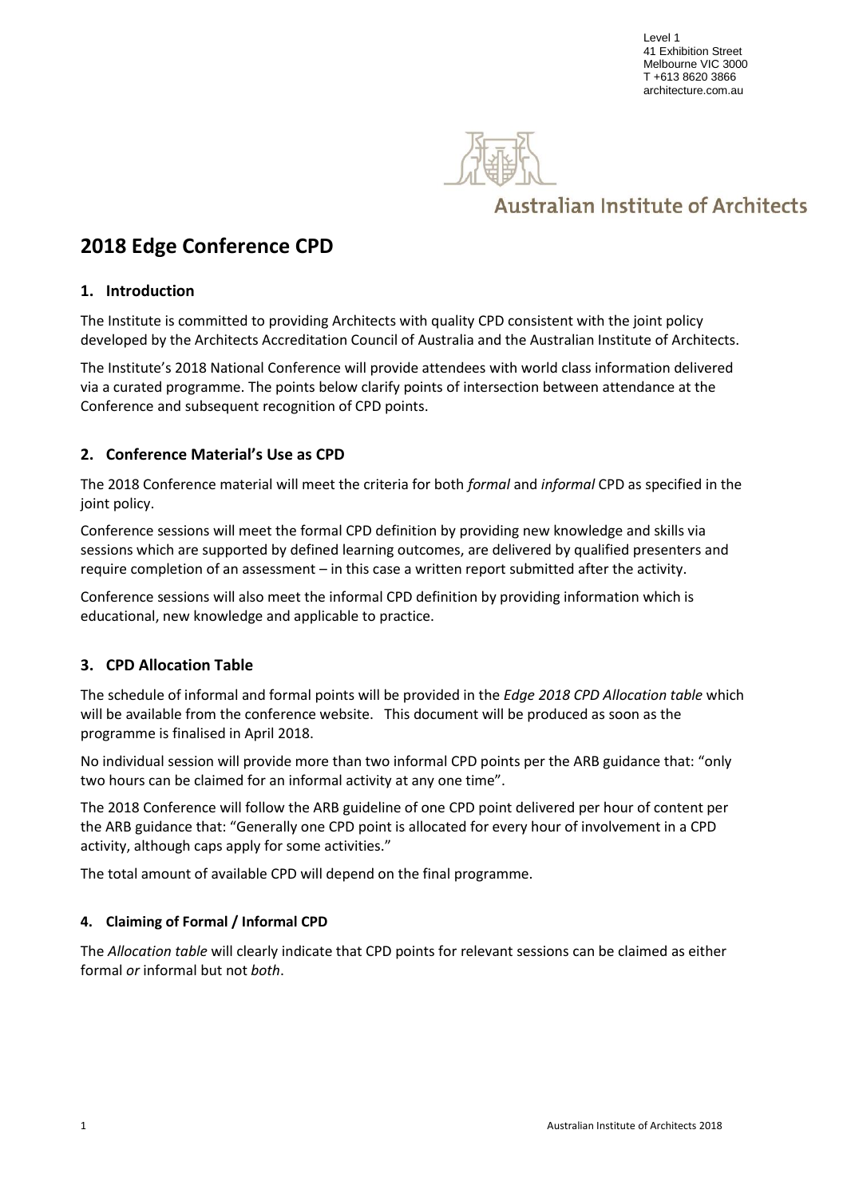Level 1
41 Exhibition Street
Melbourne VIC 3000
T +613 8620 3866
architecture.com.au

Australian Institute of Architects

# 2018 Edge Conference CPD

## 1. Introduction

The Institute is committed to providing Architects with quality CPD consistent with the joint policy developed by the Architects Accreditation Council of Australia and the Australian Institute of Architects.

The Institute's 2018 National Conference will provide attendees with world class information delivered via a curated programme. The points below clarify points of intersection between attendance at the Conference and subsequent recognition of CPD points.

## 2. Conference Material's Use as CPD

The 2018 Conference material will meet the criteria for both *formal* and *informal* CPD as specified in the joint policy.

Conference sessions will meet the formal CPD definition by providing new knowledge and skills via sessions which are supported by defined learning outcomes, are delivered by qualified presenters and require completion of an assessment – in this case a written report submitted after the activity.

Conference sessions will also meet the informal CPD definition by providing information which is educational, new knowledge and applicable to practice.

## 3. CPD Allocation Table

The schedule of informal and formal points will be provided in the *Edge 2018 CPD Allocation table* which will be available from the conference website. This document will be produced as soon as the programme is finalised in April 2018.

No individual session will provide more than two informal CPD points per the ARB guidance that: "only two hours can be claimed for an informal activity at any one time".

The 2018 Conference will follow the ARB guideline of one CPD point delivered per hour of content per the ARB guidance that: "Generally one CPD point is allocated for every hour of involvement in a CPD activity, although caps apply for some activities."

The total amount of available CPD will depend on the final programme.

## 4. Claiming of Formal / Informal CPD

The *Allocation table* will clearly indicate that CPD points for relevant sessions can be claimed as either formal *or* informal but not *both*.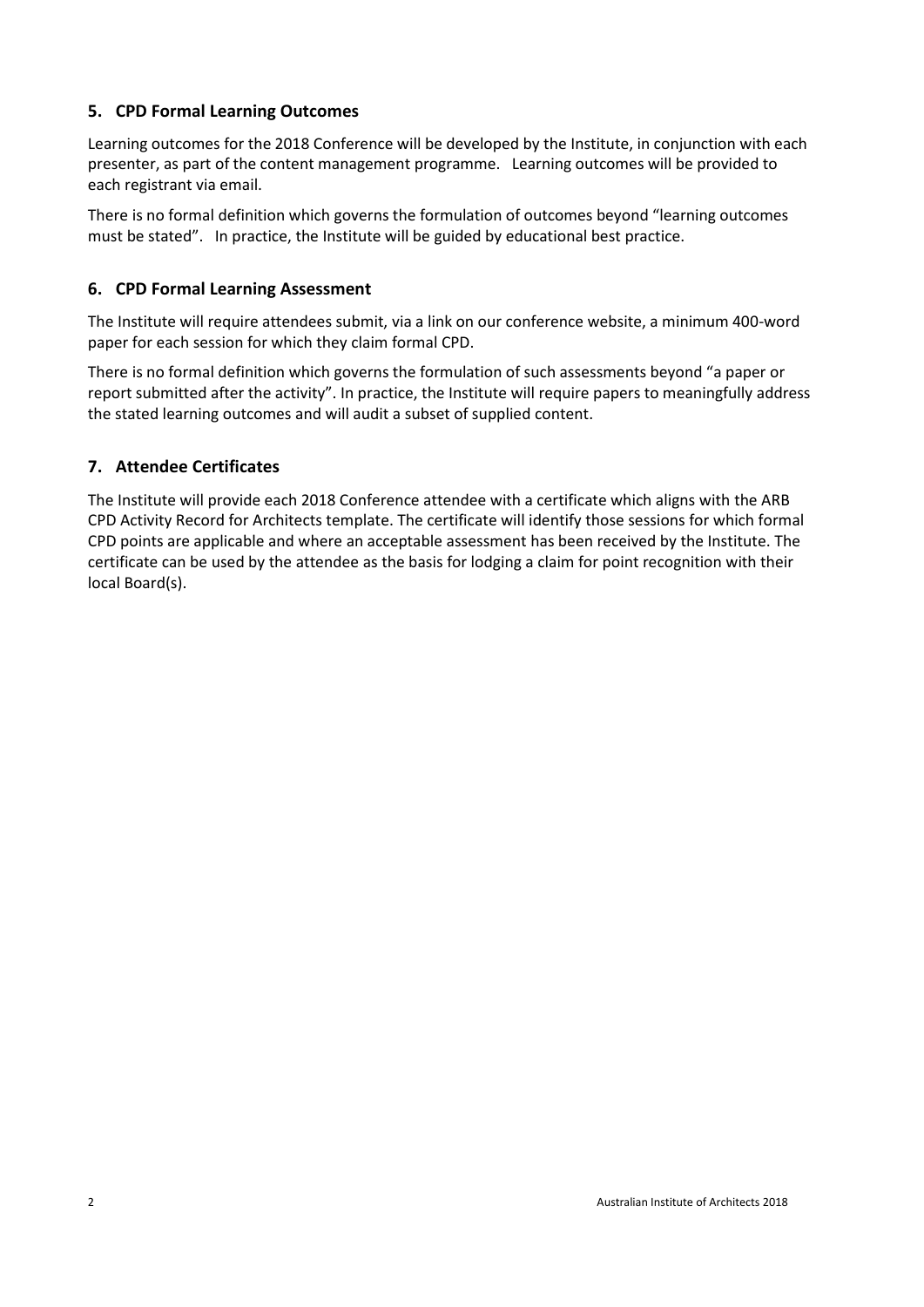## 5. CPD Formal Learning Outcomes

Learning outcomes for the 2018 Conference will be developed by the Institute, in conjunction with each presenter, as part of the content management programme. Learning outcomes will be provided to each registrant via email.

There is no formal definition which governs the formulation of outcomes beyond "learning outcomes must be stated". In practice, the Institute will be guided by educational best practice.

## 6. CPD Formal Learning Assessment

The Institute will require attendees submit, via a link on our conference website, a minimum 400-word paper for each session for which they claim formal CPD.

There is no formal definition which governs the formulation of such assessments beyond "a paper or report submitted after the activity". In practice, the Institute will require papers to meaningfully address the stated learning outcomes and will audit a subset of supplied content.

## 7. Attendee Certificates

The Institute will provide each 2018 Conference attendee with a certificate which aligns with the ARB CPD Activity Record for Architects template. The certificate will identify those sessions for which formal CPD points are applicable and where an acceptable assessment has been received by the Institute. The certificate can be used by the attendee as the basis for lodging a claim for point recognition with their local Board(s).